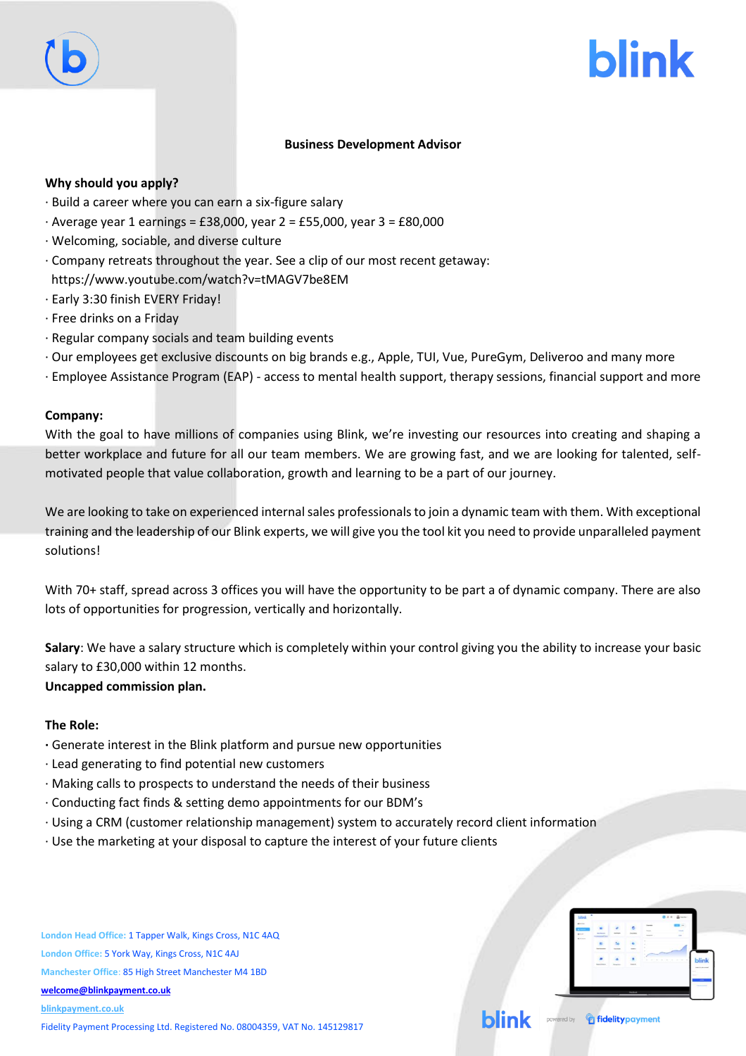# Business Development Advisor

**Why should you apply?**

· Build a career where you can earn a six-figure salary
· Average year 1 earnings = £38,000, year 2 = £55,000, year 3 = £80,000
· Welcoming, sociable, and diverse culture
· Company retreats throughout the year. See a clip of our most recent getaway: https://www.youtube.com/watch?v=tMAGV7be8EM
· Early 3:30 finish EVERY Friday!
· Free drinks on a Friday
· Regular company socials and team building events
· Our employees get exclusive discounts on big brands e.g., Apple, TUI, Vue, PureGym, Deliveroo and many more
· Employee Assistance Program (EAP) - access to mental health support, therapy sessions, financial support and more

**Company:**

With the goal to have millions of companies using Blink, we're investing our resources into creating and shaping a better workplace and future for all our team members. We are growing fast, and we are looking for talented, self-motivated people that value collaboration, growth and learning to be a part of our journey.

We are looking to take on experienced internal sales professionals to join a dynamic team with them. With exceptional training and the leadership of our Blink experts, we will give you the tool kit you need to provide unparalleled payment solutions!

With 70+ staff, spread across 3 offices you will have the opportunity to be part a of dynamic company. There are also lots of opportunities for progression, vertically and horizontally.

**Salary**: We have a salary structure which is completely within your control giving you the ability to increase your basic salary to £30,000 within 12 months.
**Uncapped commission plan.**

**The Role:**

· Generate interest in the Blink platform and pursue new opportunities
· Lead generating to find potential new customers
· Making calls to prospects to understand the needs of their business
· Conducting fact finds & setting demo appointments for our BDM's
· Using a CRM (customer relationship management) system to accurately record client information
· Use the marketing at your disposal to capture the interest of your future clients

London Head Office: 1 Tapper Walk, Kings Cross, N1C 4AQ
London Office: 5 York Way, Kings Cross, N1C 4AJ
Manchester Office: 85 High Street Manchester M4 1BD
welcome@blinkpayment.co.uk
blinkpayment.co.uk
Fidelity Payment Processing Ltd. Registered No. 08004359, VAT No. 145129817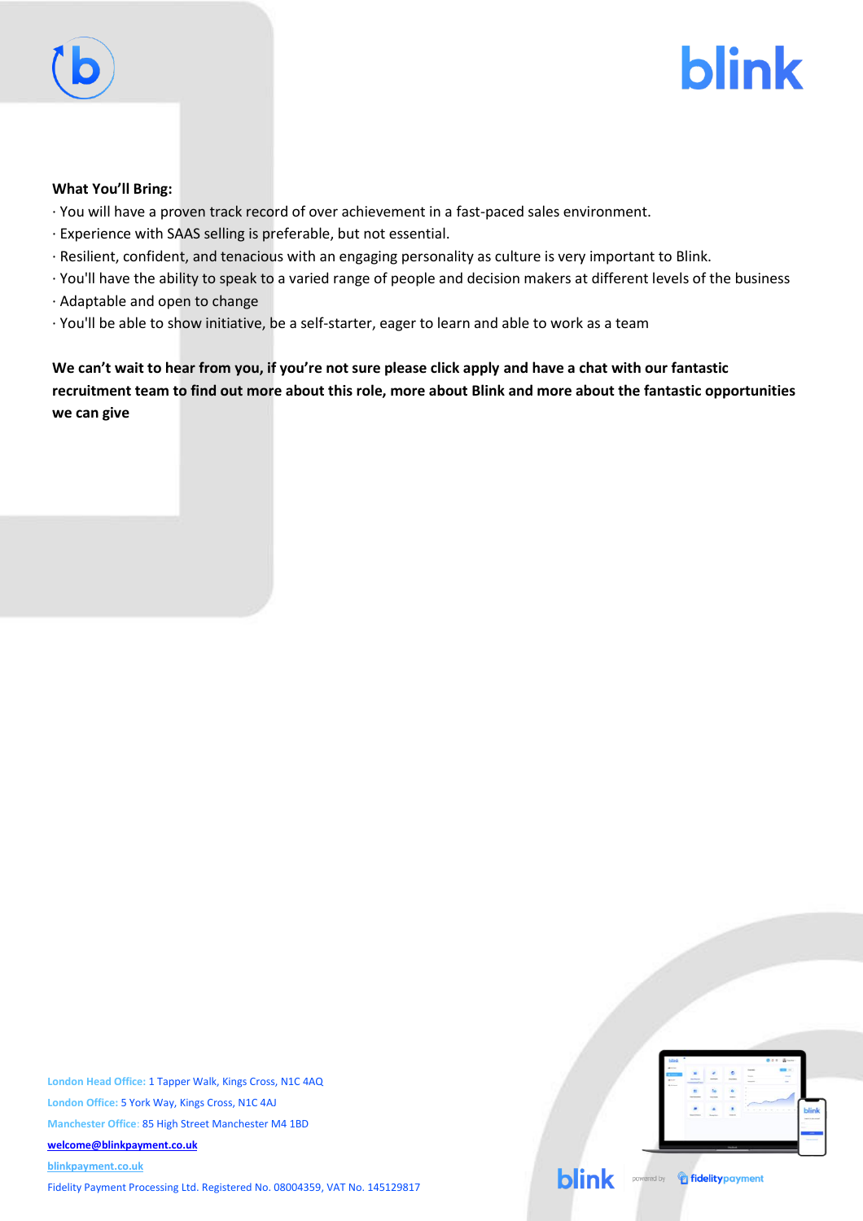**What You'll Bring:**

· You will have a proven track record of over achievement in a fast-paced sales environment.
· Experience with SAAS selling is preferable, but not essential.
· Resilient, confident, and tenacious with an engaging personality as culture is very important to Blink.
· You'll have the ability to speak to a varied range of people and decision makers at different levels of the business
· Adaptable and open to change
· You'll be able to show initiative, be a self-starter, eager to learn and able to work as a team

**We can't wait to hear from you, if you're not sure please click apply and have a chat with our fantastic recruitment team to find out more about this role, more about Blink and more about the fantastic opportunities we can give**

London Head Office: 1 Tapper Walk, Kings Cross, N1C 4AQ
London Office: 5 York Way, Kings Cross, N1C 4AJ
Manchester Office: 85 High Street Manchester M4 1BD
welcome@blinkpayment.co.uk
blinkpayment.co.uk
Fidelity Payment Processing Ltd. Registered No. 08004359, VAT No. 145129817

blink powered by fidelitypayment